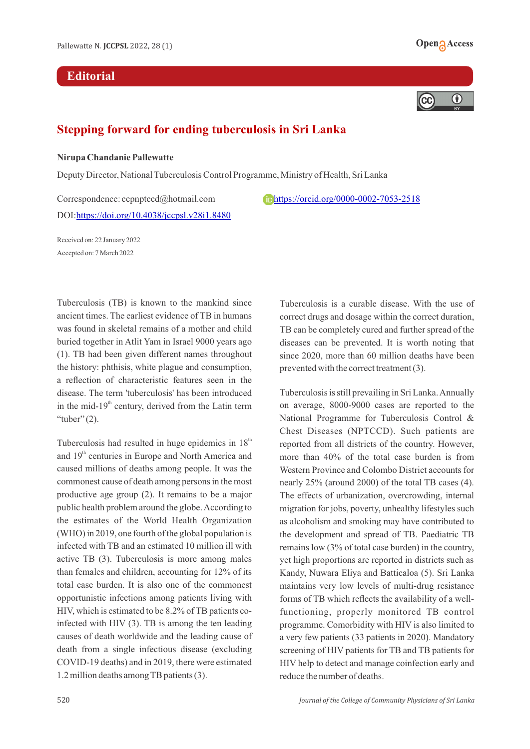**Editorial**

# Stepping forward for ending tuberculosis in Sri Lanka

**Nirupa Chandanie Pallewatte**

Deputy Director, National Tuberculosis Control Programme, Ministry of Health, Sri Lanka

Correspondence: ccpnptccd@hotmail.com

https://orcid.org/0000-0002-7053-2518

DOI: https://doi.org/10.4038/jccpsl.v28i1.8480

Received on: 22 January 2022

Accepted on: 7 March 2022

Tuberculosis (TB) is known to the mankind since ancient times. The earliest evidence of TB in humans was found in skeletal remains of a mother and child buried together in Atlit Yam in Israel 9000 years ago (1). TB had been given different names throughout the history: phthisis, white plague and consumption, a reflection of characteristic features seen in the disease. The term 'tuberculosis' has been introduced in the mid-19th century, derived from the Latin term "tuber" (2).

Tuberculosis had resulted in huge epidemics in 18th and 19th centuries in Europe and North America and caused millions of deaths among people. It was the commonest cause of death among persons in the most productive age group (2). It remains to be a major public health problem around the globe. According to the estimates of the World Health Organization (WHO) in 2019, one fourth of the global population is infected with TB and an estimated 10 million ill with active TB (3). Tuberculosis is more among males than females and children, accounting for 12% of its total case burden. It is also one of the commonest opportunistic infections among patients living with HIV, which is estimated to be 8.2% of TB patients co-infected with HIV (3). TB is among the ten leading causes of death worldwide and the leading cause of death from a single infectious disease (excluding COVID-19 deaths) and in 2019, there were estimated 1.2 million deaths among TB patients (3).

Tuberculosis is a curable disease. With the use of correct drugs and dosage within the correct duration, TB can be completely cured and further spread of the diseases can be prevented. It is worth noting that since 2020, more than 60 million deaths have been prevented with the correct treatment (3).

Tuberculosis is still prevailing in Sri Lanka. Annually on average, 8000-9000 cases are reported to the National Programme for Tuberculosis Control & Chest Diseases (NPTCCD). Such patients are reported from all districts of the country. However, more than 40% of the total case burden is from Western Province and Colombo District accounts for nearly 25% (around 2000) of the total TB cases (4). The effects of urbanization, overcrowding, internal migration for jobs, poverty, unhealthy lifestyles such as alcoholism and smoking may have contributed to the development and spread of TB. Paediatric TB remains low (3% of total case burden) in the country, yet high proportions are reported in districts such as Kandy, Nuwara Eliya and Batticaloa (5). Sri Lanka maintains very low levels of multi-drug resistance forms of TB which reflects the availability of a well-functioning, properly monitored TB control programme. Comorbidity with HIV is also limited to a very few patients (33 patients in 2020). Mandatory screening of HIV patients for TB and TB patients for HIV help to detect and manage coinfection early and reduce the number of deaths.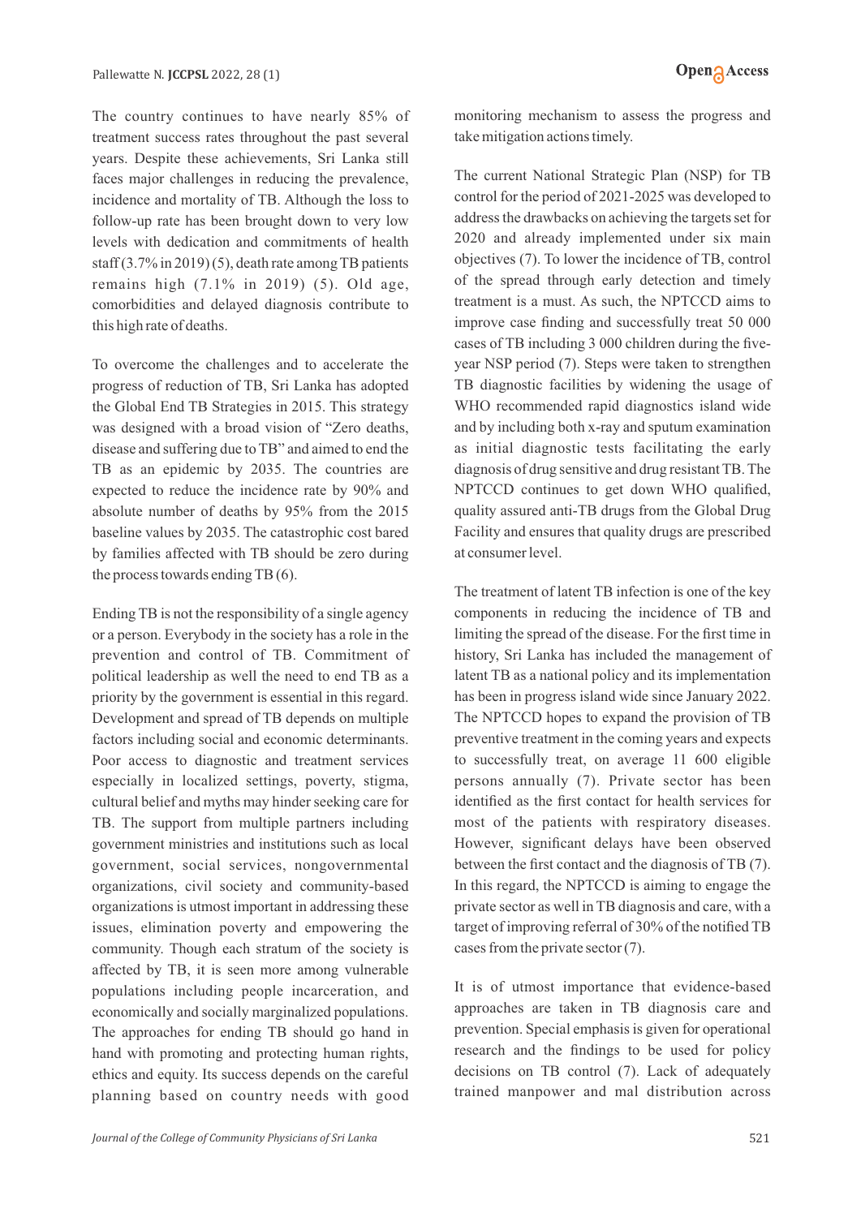The country continues to have nearly 85% of treatment success rates throughout the past several years. Despite these achievements, Sri Lanka still faces major challenges in reducing the prevalence, incidence and mortality of TB. Although the loss to follow-up rate has been brought down to very low levels with dedication and commitments of health staff (3.7% in 2019) (5), death rate among TB patients remains high (7.1% in 2019) (5). Old age, comorbidities and delayed diagnosis contribute to this high rate of deaths.

To overcome the challenges and to accelerate the progress of reduction of TB, Sri Lanka has adopted the Global End TB Strategies in 2015. This strategy was designed with a broad vision of "Zero deaths, disease and suffering due to TB" and aimed to end the TB as an epidemic by 2035. The countries are expected to reduce the incidence rate by 90% and absolute number of deaths by 95% from the 2015 baseline values by 2035. The catastrophic cost bared by families affected with TB should be zero during the process towards ending TB (6).

Ending TB is not the responsibility of a single agency or a person. Everybody in the society has a role in the prevention and control of TB. Commitment of political leadership as well the need to end TB as a priority by the government is essential in this regard. Development and spread of TB depends on multiple factors including social and economic determinants. Poor access to diagnostic and treatment services especially in localized settings, poverty, stigma, cultural belief and myths may hinder seeking care for TB. The support from multiple partners including government ministries and institutions such as local government, social services, nongovernmental organizations, civil society and community-based organizations is utmost important in addressing these issues, elimination poverty and empowering the community. Though each stratum of the society is affected by TB, it is seen more among vulnerable populations including people incarceration, and economically and socially marginalized populations. The approaches for ending TB should go hand in hand with promoting and protecting human rights, ethics and equity. Its success depends on the careful planning based on country needs with good monitoring mechanism to assess the progress and take mitigation actions timely.

The current National Strategic Plan (NSP) for TB control for the period of 2021-2025 was developed to address the drawbacks on achieving the targets set for 2020 and already implemented under six main objectives (7). To lower the incidence of TB, control of the spread through early detection and timely treatment is a must. As such, the NPTCCD aims to improve case finding and successfully treat 50 000 cases of TB including 3 000 children during the five-year NSP period (7). Steps were taken to strengthen TB diagnostic facilities by widening the usage of WHO recommended rapid diagnostics island wide and by including both x-ray and sputum examination as initial diagnostic tests facilitating the early diagnosis of drug sensitive and drug resistant TB. The NPTCCD continues to get down WHO qualified, quality assured anti-TB drugs from the Global Drug Facility and ensures that quality drugs are prescribed at consumer level.

The treatment of latent TB infection is one of the key components in reducing the incidence of TB and limiting the spread of the disease. For the first time in history, Sri Lanka has included the management of latent TB as a national policy and its implementation has been in progress island wide since January 2022. The NPTCCD hopes to expand the provision of TB preventive treatment in the coming years and expects to successfully treat, on average 11 600 eligible persons annually (7). Private sector has been identified as the first contact for health services for most of the patients with respiratory diseases. However, significant delays have been observed between the first contact and the diagnosis of TB (7). In this regard, the NPTCCD is aiming to engage the private sector as well in TB diagnosis and care, with a target of improving referral of 30% of the notified TB cases from the private sector (7).

It is of utmost importance that evidence-based approaches are taken in TB diagnosis care and prevention. Special emphasis is given for operational research and the findings to be used for policy decisions on TB control (7). Lack of adequately trained manpower and mal distribution across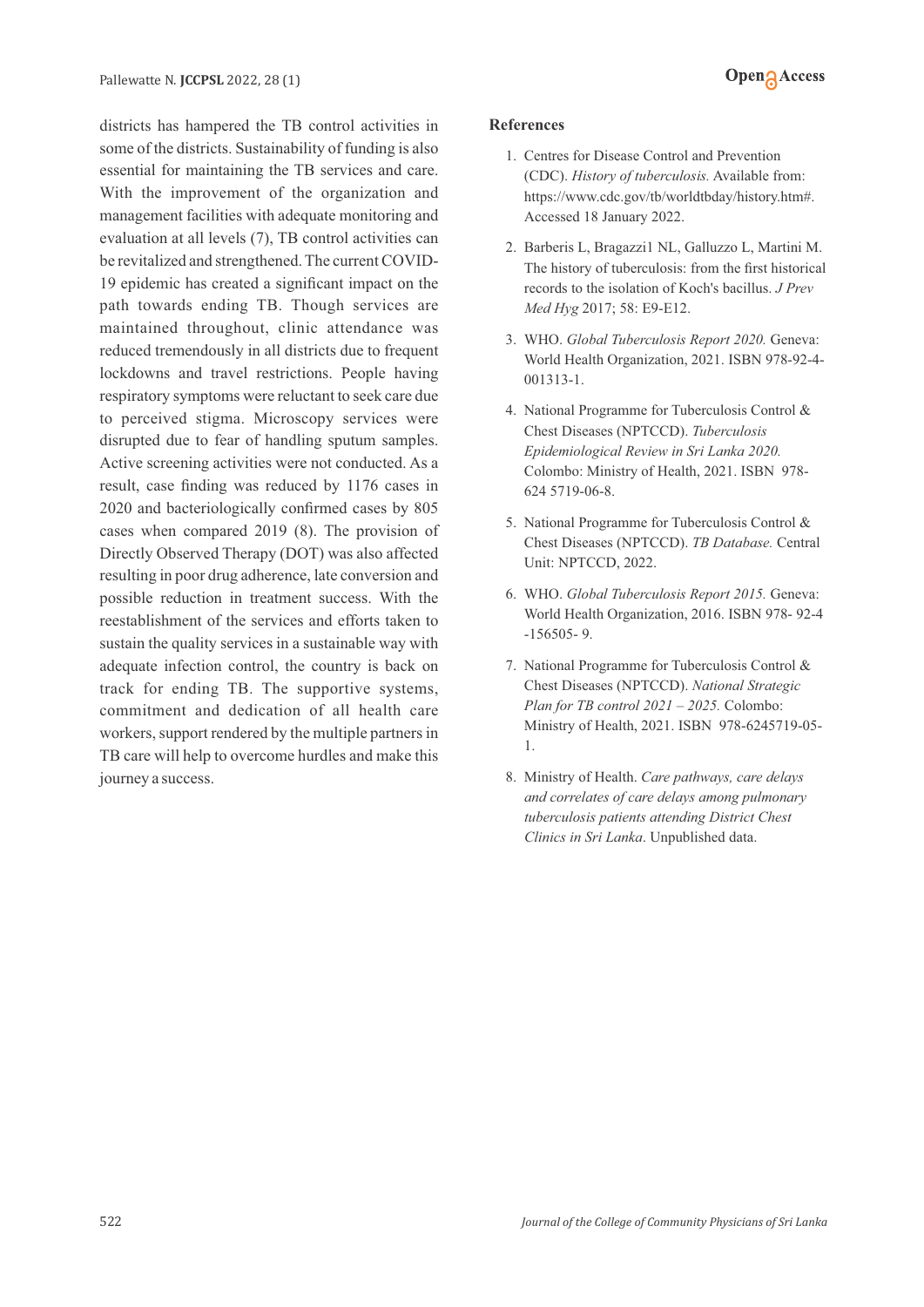districts has hampered the TB control activities in some of the districts. Sustainability of funding is also essential for maintaining the TB services and care. With the improvement of the organization and management facilities with adequate monitoring and evaluation at all levels (7), TB control activities can be revitalized and strengthened. The current COVID-19 epidemic has created a significant impact on the path towards ending TB. Though services are maintained throughout, clinic attendance was reduced tremendously in all districts due to frequent lockdowns and travel restrictions. People having respiratory symptoms were reluctant to seek care due to perceived stigma. Microscopy services were disrupted due to fear of handling sputum samples. Active screening activities were not conducted. As a result, case finding was reduced by 1176 cases in 2020 and bacteriologically confirmed cases by 805 cases when compared 2019 (8). The provision of Directly Observed Therapy (DOT) was also affected resulting in poor drug adherence, late conversion and possible reduction in treatment success. With the reestablishment of the services and efforts taken to sustain the quality services in a sustainable way with adequate infection control, the country is back on track for ending TB. The supportive systems, commitment and dedication of all health care workers, support rendered by the multiple partners in TB care will help to overcome hurdles and make this journey a success.

## References

1. Centres for Disease Control and Prevention (CDC). *History of tuberculosis.* Available from: https://www.cdc.gov/tb/worldtbday/history.htm#. Accessed 18 January 2022.

2. Barberis L, Bragazzi1 NL, Galluzzo L, Martini M. The history of tuberculosis: from the first historical records to the isolation of Koch's bacillus. *J Prev Med Hyg* 2017; 58: E9-E12.

3. WHO. *Global Tuberculosis Report 2020.* Geneva: World Health Organization, 2021. ISBN 978-92-4-001313-1.

4. National Programme for Tuberculosis Control & Chest Diseases (NPTCCD). *Tuberculosis Epidemiological Review in Sri Lanka 2020.* Colombo: Ministry of Health, 2021. ISBN 978-624 5719-06-8.

5. National Programme for Tuberculosis Control & Chest Diseases (NPTCCD). *TB Database.* Central Unit: NPTCCD, 2022.

6. WHO. *Global Tuberculosis Report 2015.* Geneva: World Health Organization, 2016. ISBN 978- 92-4 -156505- 9.

7. National Programme for Tuberculosis Control & Chest Diseases (NPTCCD). *National Strategic Plan for TB control 2021 – 2025.* Colombo: Ministry of Health, 2021. ISBN 978-6245719-05-1.

8. Ministry of Health. *Care pathways, care delays and correlates of care delays among pulmonary tuberculosis patients attending District Chest Clinics in Sri Lanka*. Unpublished data.